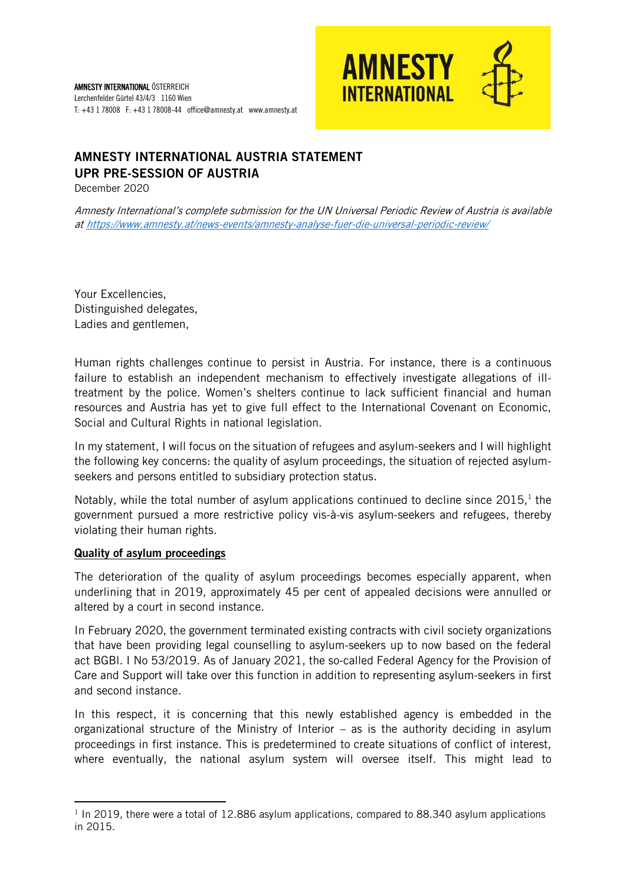**AMNESTY INTERNATIONAL** ÖSTERREICH
Lerchenfelder Gürtel 43/4/3 1160 Wien
T: +43 1 78008 F: +43 1 78008-44 office@amnesty.at www.amnesty.at

## AMNESTY INTERNATIONAL AUSTRIA STATEMENT
## UPR PRE-SESSION OF AUSTRIA

December 2020

*Amnesty International's complete submission for the UN Universal Periodic Review of Austria is available at [https://www.amnesty.at/news-events/amnesty-analyse-fuer-die-universal-periodic-review/](https://www.amnesty.at/news-events/amnesty-analyse-fuer-die-universal-periodic-review/)*

Your Excellencies,
Distinguished delegates,
Ladies and gentlemen,

Human rights challenges continue to persist in Austria. For instance, there is a continuous failure to establish an independent mechanism to effectively investigate allegations of ill-treatment by the police. Women's shelters continue to lack sufficient financial and human resources and Austria has yet to give full effect to the International Covenant on Economic, Social and Cultural Rights in national legislation.

In my statement, I will focus on the situation of refugees and asylum-seekers and I will highlight the following key concerns: the quality of asylum proceedings, the situation of rejected asylum-seekers and persons entitled to subsidiary protection status.

Notably, while the total number of asylum applications continued to decline since 2015,[1] the government pursued a more restrictive policy vis-à-vis asylum-seekers and refugees, thereby violating their human rights.

### Quality of asylum proceedings

The deterioration of the quality of asylum proceedings becomes especially apparent, when underlining that in 2019, approximately 45 per cent of appealed decisions were annulled or altered by a court in second instance.

In February 2020, the government terminated existing contracts with civil society organizations that have been providing legal counselling to asylum-seekers up to now based on the federal act BGBl. I No 53/2019. As of January 2021, the so-called Federal Agency for the Provision of Care and Support will take over this function in addition to representing asylum-seekers in first and second instance.

In this respect, it is concerning that this newly established agency is embedded in the organizational structure of the Ministry of Interior – as is the authority deciding in asylum proceedings in first instance. This is predetermined to create situations of conflict of interest, where eventually, the national asylum system will oversee itself. This might lead to

---

[1] In 2019, there were a total of 12.886 asylum applications, compared to 88.340 asylum applications in 2015.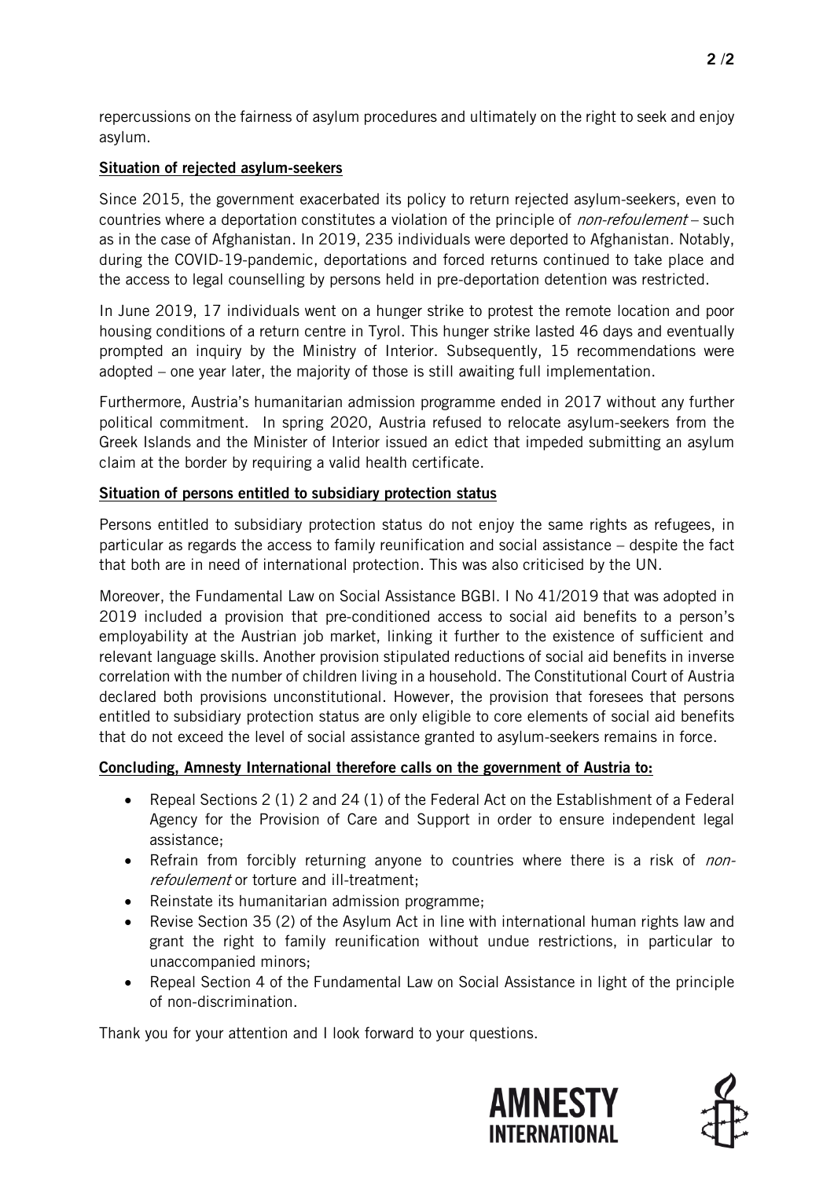repercussions on the fairness of asylum procedures and ultimately on the right to seek and enjoy asylum.

**Situation of rejected asylum-seekers**

Since 2015, the government exacerbated its policy to return rejected asylum-seekers, even to countries where a deportation constitutes a violation of the principle of *non-refoulement* – such as in the case of Afghanistan. In 2019, 235 individuals were deported to Afghanistan. Notably, during the COVID-19-pandemic, deportations and forced returns continued to take place and the access to legal counselling by persons held in pre-deportation detention was restricted.

In June 2019, 17 individuals went on a hunger strike to protest the remote location and poor housing conditions of a return centre in Tyrol. This hunger strike lasted 46 days and eventually prompted an inquiry by the Ministry of Interior. Subsequently, 15 recommendations were adopted – one year later, the majority of those is still awaiting full implementation.

Furthermore, Austria's humanitarian admission programme ended in 2017 without any further political commitment. In spring 2020, Austria refused to relocate asylum-seekers from the Greek Islands and the Minister of Interior issued an edict that impeded submitting an asylum claim at the border by requiring a valid health certificate.

**Situation of persons entitled to subsidiary protection status**

Persons entitled to subsidiary protection status do not enjoy the same rights as refugees, in particular as regards the access to family reunification and social assistance – despite the fact that both are in need of international protection. This was also criticised by the UN.

Moreover, the Fundamental Law on Social Assistance BGBl. I No 41/2019 that was adopted in 2019 included a provision that pre-conditioned access to social aid benefits to a person's employability at the Austrian job market, linking it further to the existence of sufficient and relevant language skills. Another provision stipulated reductions of social aid benefits in inverse correlation with the number of children living in a household. The Constitutional Court of Austria declared both provisions unconstitutional. However, the provision that foresees that persons entitled to subsidiary protection status are only eligible to core elements of social aid benefits that do not exceed the level of social assistance granted to asylum-seekers remains in force.

**Concluding, Amnesty International therefore calls on the government of Austria to:**

- Repeal Sections 2 (1) 2 and 24 (1) of the Federal Act on the Establishment of a Federal Agency for the Provision of Care and Support in order to ensure independent legal assistance;
- Refrain from forcibly returning anyone to countries where there is a risk of *non-refoulement* or torture and ill-treatment;
- Reinstate its humanitarian admission programme;
- Revise Section 35 (2) of the Asylum Act in line with international human rights law and grant the right to family reunification without undue restrictions, in particular to unaccompanied minors;
- Repeal Section 4 of the Fundamental Law on Social Assistance in light of the principle of non-discrimination.

Thank you for your attention and I look forward to your questions.

AMNESTY INTERNATIONAL